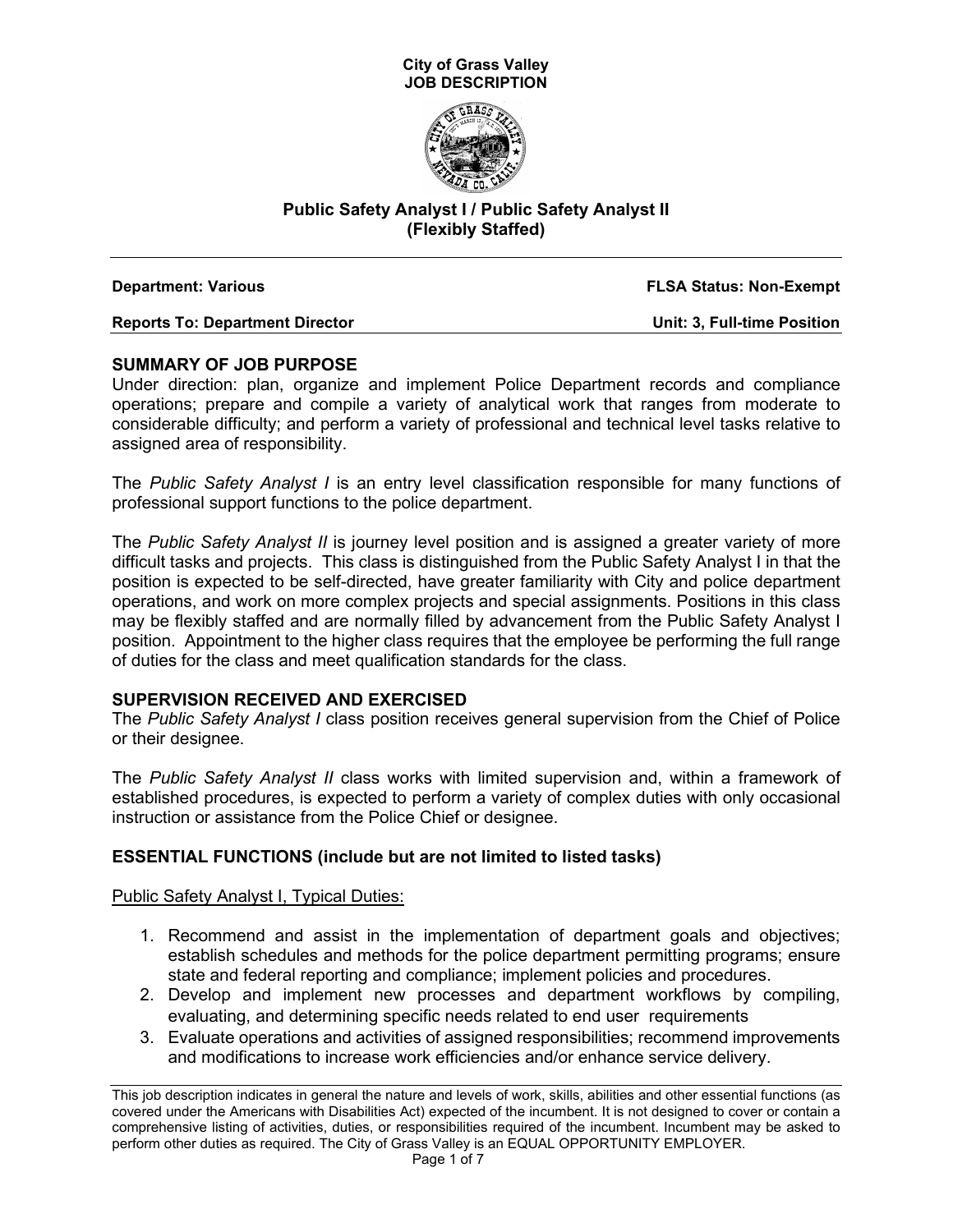**City of Grass Valley**
**JOB DESCRIPTION**

# Public Safety Analyst I / Public Safety Analyst II (Flexibly Staffed)

**Department: Various** | **FLSA Status: Non-Exempt**

**Reports To: Department Director** | **Unit: 3, Full-time Position**

## SUMMARY OF JOB PURPOSE

Under direction: plan, organize and implement Police Department records and compliance operations; prepare and compile a variety of analytical work that ranges from moderate to considerable difficulty; and perform a variety of professional and technical level tasks relative to assigned area of responsibility.

The *Public Safety Analyst I* is an entry level classification responsible for many functions of professional support functions to the police department.

The *Public Safety Analyst II* is journey level position and is assigned a greater variety of more difficult tasks and projects. This class is distinguished from the Public Safety Analyst I in that the position is expected to be self-directed, have greater familiarity with City and police department operations, and work on more complex projects and special assignments. Positions in this class may be flexibly staffed and are normally filled by advancement from the Public Safety Analyst I position. Appointment to the higher class requires that the employee be performing the full range of duties for the class and meet qualification standards for the class.

## SUPERVISION RECEIVED AND EXERCISED

The *Public Safety Analyst I* class position receives general supervision from the Chief of Police or their designee.

The *Public Safety Analyst II* class works with limited supervision and, within a framework of established procedures, is expected to perform a variety of complex duties with only occasional instruction or assistance from the Police Chief or designee.

## ESSENTIAL FUNCTIONS (include but are not limited to listed tasks)

Public Safety Analyst I, Typical Duties:

1. Recommend and assist in the implementation of department goals and objectives; establish schedules and methods for the police department permitting programs; ensure state and federal reporting and compliance; implement policies and procedures.
2. Develop and implement new processes and department workflows by compiling, evaluating, and determining specific needs related to end user requirements
3. Evaluate operations and activities of assigned responsibilities; recommend improvements and modifications to increase work efficiencies and/or enhance service delivery.

This job description indicates in general the nature and levels of work, skills, abilities and other essential functions (as covered under the Americans with Disabilities Act) expected of the incumbent. It is not designed to cover or contain a comprehensive listing of activities, duties, or responsibilities required of the incumbent. Incumbent may be asked to perform other duties as required. The City of Grass Valley is an EQUAL OPPORTUNITY EMPLOYER.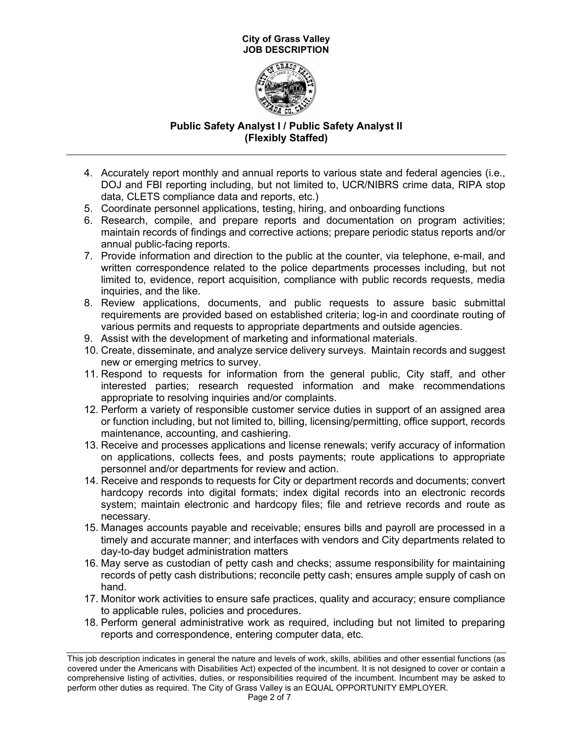4. Accurately report monthly and annual reports to various state and federal agencies (i.e., DOJ and FBI reporting including, but not limited to, UCR/NIBRS crime data, RIPA stop data, CLETS compliance data and reports, etc.)
5. Coordinate personnel applications, testing, hiring, and onboarding functions
6. Research, compile, and prepare reports and documentation on program activities; maintain records of findings and corrective actions; prepare periodic status reports and/or annual public-facing reports.
7. Provide information and direction to the public at the counter, via telephone, e-mail, and written correspondence related to the police departments processes including, but not limited to, evidence, report acquisition, compliance with public records requests, media inquiries, and the like.
8. Review applications, documents, and public requests to assure basic submittal requirements are provided based on established criteria; log-in and coordinate routing of various permits and requests to appropriate departments and outside agencies.
9. Assist with the development of marketing and informational materials.
10. Create, disseminate, and analyze service delivery surveys. Maintain records and suggest new or emerging metrics to survey.
11. Respond to requests for information from the general public, City staff, and other interested parties; research requested information and make recommendations appropriate to resolving inquiries and/or complaints.
12. Perform a variety of responsible customer service duties in support of an assigned area or function including, but not limited to, billing, licensing/permitting, office support, records maintenance, accounting, and cashiering.
13. Receive and processes applications and license renewals; verify accuracy of information on applications, collects fees, and posts payments; route applications to appropriate personnel and/or departments for review and action.
14. Receive and responds to requests for City or department records and documents; convert hardcopy records into digital formats; index digital records into an electronic records system; maintain electronic and hardcopy files; file and retrieve records and route as necessary.
15. Manages accounts payable and receivable; ensures bills and payroll are processed in a timely and accurate manner; and interfaces with vendors and City departments related to day-to-day budget administration matters
16. May serve as custodian of petty cash and checks; assume responsibility for maintaining records of petty cash distributions; reconcile petty cash; ensures ample supply of cash on hand.
17. Monitor work activities to ensure safe practices, quality and accuracy; ensure compliance to applicable rules, policies and procedures.
18. Perform general administrative work as required, including but not limited to preparing reports and correspondence, entering computer data, etc.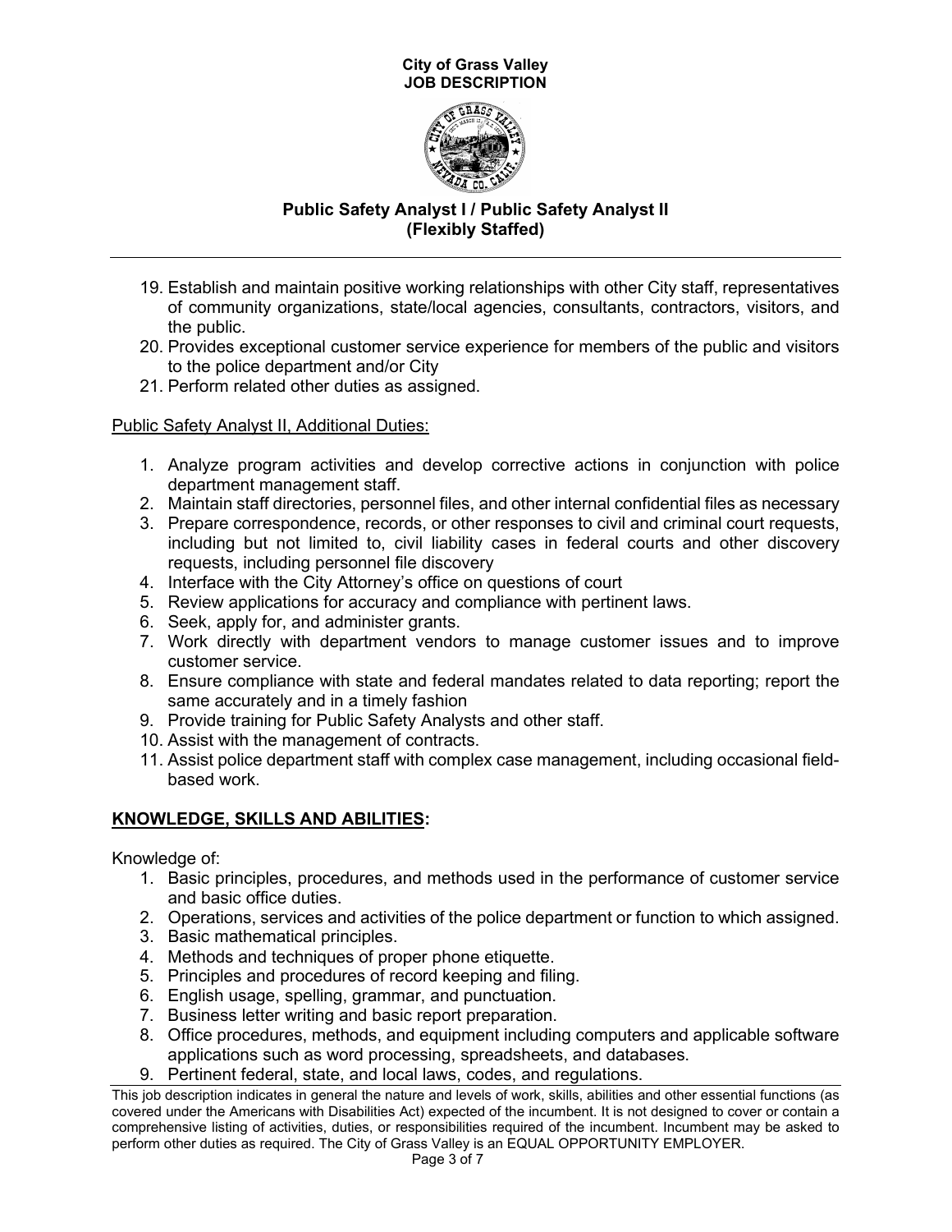19. Establish and maintain positive working relationships with other City staff, representatives of community organizations, state/local agencies, consultants, contractors, visitors, and the public.
20. Provides exceptional customer service experience for members of the public and visitors to the police department and/or City
21. Perform related other duties as assigned.

Public Safety Analyst II, Additional Duties:

1. Analyze program activities and develop corrective actions in conjunction with police department management staff.
2. Maintain staff directories, personnel files, and other internal confidential files as necessary
3. Prepare correspondence, records, or other responses to civil and criminal court requests, including but not limited to, civil liability cases in federal courts and other discovery requests, including personnel file discovery
4. Interface with the City Attorney's office on questions of court
5. Review applications for accuracy and compliance with pertinent laws.
6. Seek, apply for, and administer grants.
7. Work directly with department vendors to manage customer issues and to improve customer service.
8. Ensure compliance with state and federal mandates related to data reporting; report the same accurately and in a timely fashion
9. Provide training for Public Safety Analysts and other staff.
10. Assist with the management of contracts.
11. Assist police department staff with complex case management, including occasional field-based work.

## KNOWLEDGE, SKILLS AND ABILITIES:

Knowledge of:

1. Basic principles, procedures, and methods used in the performance of customer service and basic office duties.
2. Operations, services and activities of the police department or function to which assigned.
3. Basic mathematical principles.
4. Methods and techniques of proper phone etiquette.
5. Principles and procedures of record keeping and filing.
6. English usage, spelling, grammar, and punctuation.
7. Business letter writing and basic report preparation.
8. Office procedures, methods, and equipment including computers and applicable software applications such as word processing, spreadsheets, and databases.
9. Pertinent federal, state, and local laws, codes, and regulations.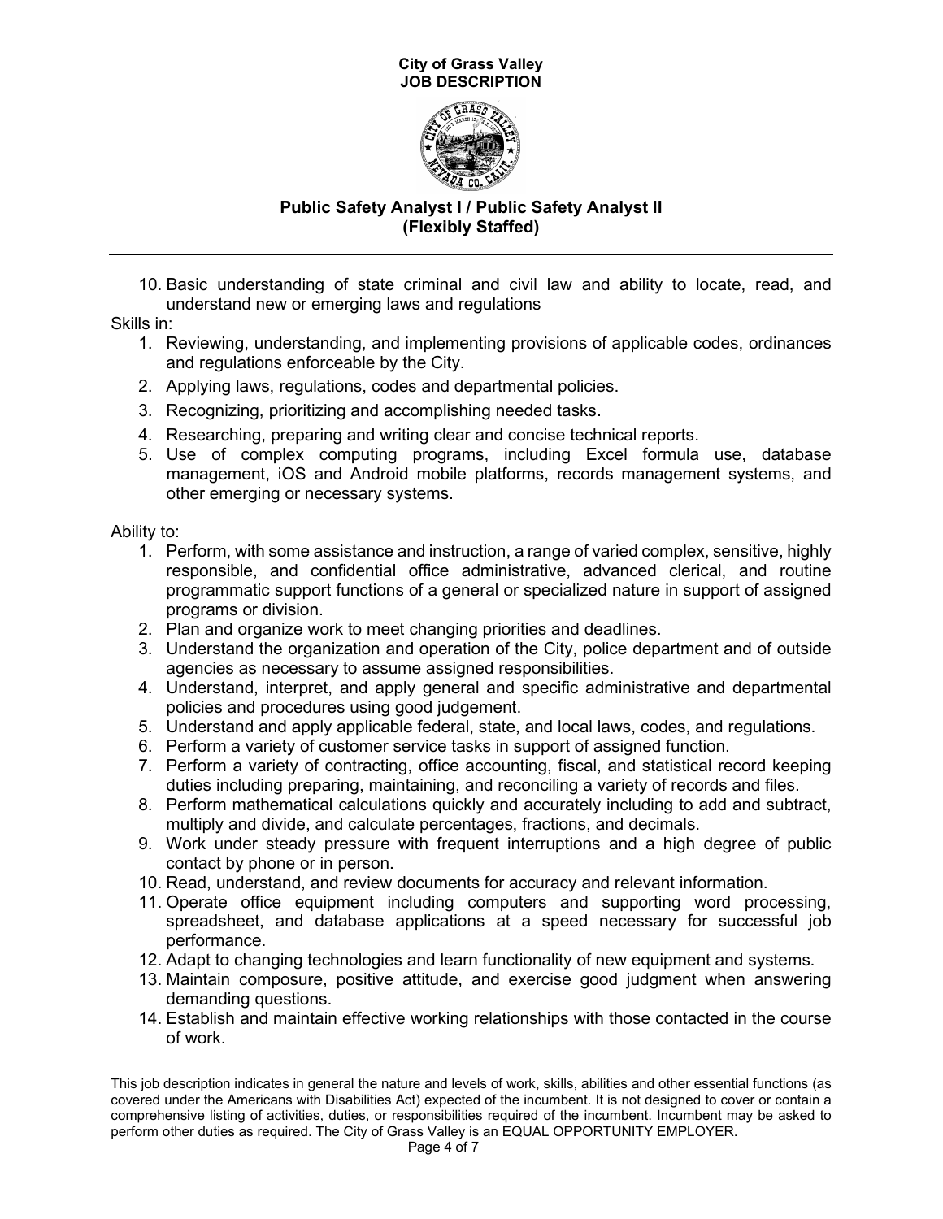10. Basic understanding of state criminal and civil law and ability to locate, read, and understand new or emerging laws and regulations

Skills in:

1. Reviewing, understanding, and implementing provisions of applicable codes, ordinances and regulations enforceable by the City.
2. Applying laws, regulations, codes and departmental policies.
3. Recognizing, prioritizing and accomplishing needed tasks.
4. Researching, preparing and writing clear and concise technical reports.
5. Use of complex computing programs, including Excel formula use, database management, iOS and Android mobile platforms, records management systems, and other emerging or necessary systems.

Ability to:

1. Perform, with some assistance and instruction, a range of varied complex, sensitive, highly responsible, and confidential office administrative, advanced clerical, and routine programmatic support functions of a general or specialized nature in support of assigned programs or division.
2. Plan and organize work to meet changing priorities and deadlines.
3. Understand the organization and operation of the City, police department and of outside agencies as necessary to assume assigned responsibilities.
4. Understand, interpret, and apply general and specific administrative and departmental policies and procedures using good judgement.
5. Understand and apply applicable federal, state, and local laws, codes, and regulations.
6. Perform a variety of customer service tasks in support of assigned function.
7. Perform a variety of contracting, office accounting, fiscal, and statistical record keeping duties including preparing, maintaining, and reconciling a variety of records and files.
8. Perform mathematical calculations quickly and accurately including to add and subtract, multiply and divide, and calculate percentages, fractions, and decimals.
9. Work under steady pressure with frequent interruptions and a high degree of public contact by phone or in person.
10. Read, understand, and review documents for accuracy and relevant information.
11. Operate office equipment including computers and supporting word processing, spreadsheet, and database applications at a speed necessary for successful job performance.
12. Adapt to changing technologies and learn functionality of new equipment and systems.
13. Maintain composure, positive attitude, and exercise good judgment when answering demanding questions.
14. Establish and maintain effective working relationships with those contacted in the course of work.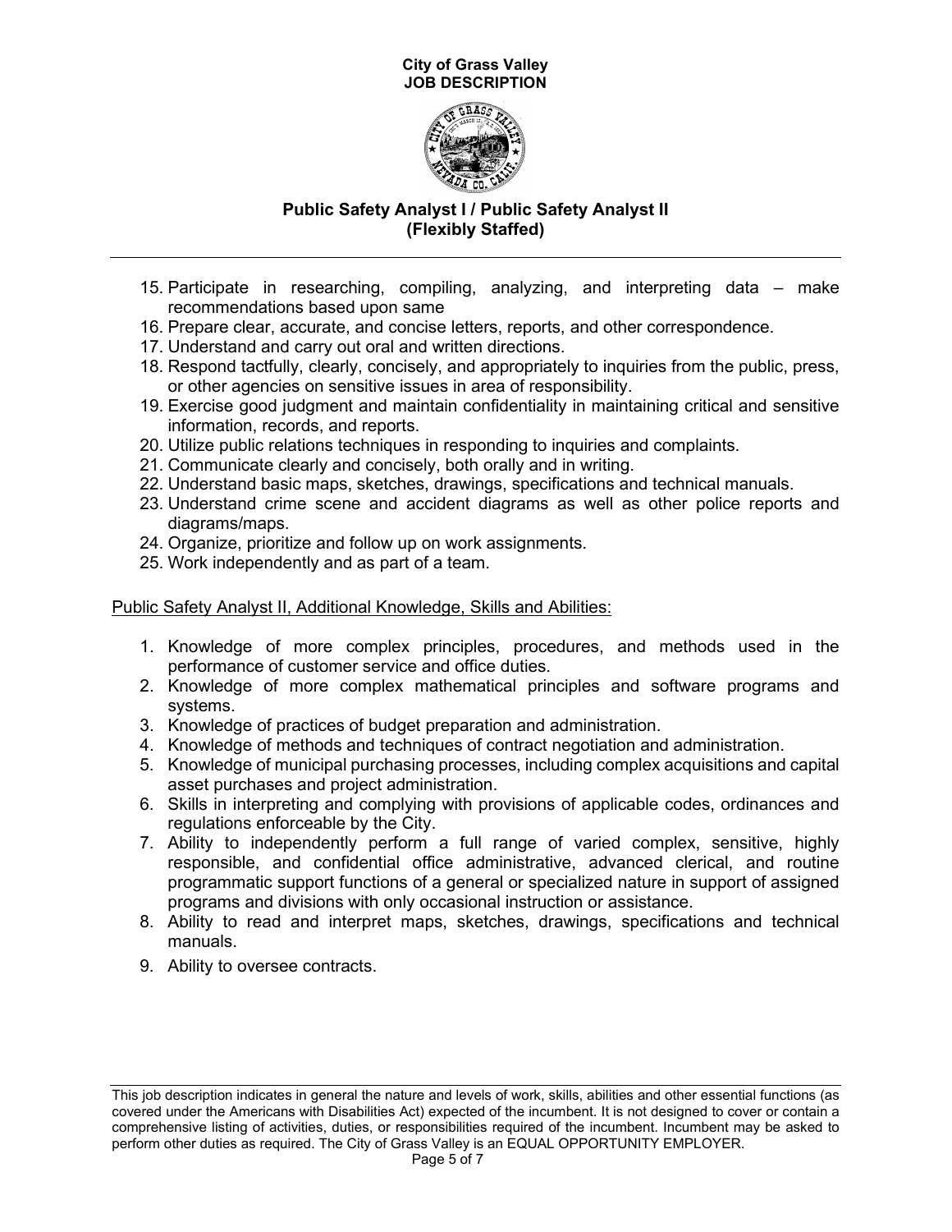15. Participate in researching, compiling, analyzing, and interpreting data – make recommendations based upon same
16. Prepare clear, accurate, and concise letters, reports, and other correspondence.
17. Understand and carry out oral and written directions.
18. Respond tactfully, clearly, concisely, and appropriately to inquiries from the public, press, or other agencies on sensitive issues in area of responsibility.
19. Exercise good judgment and maintain confidentiality in maintaining critical and sensitive information, records, and reports.
20. Utilize public relations techniques in responding to inquiries and complaints.
21. Communicate clearly and concisely, both orally and in writing.
22. Understand basic maps, sketches, drawings, specifications and technical manuals.
23. Understand crime scene and accident diagrams as well as other police reports and diagrams/maps.
24. Organize, prioritize and follow up on work assignments.
25. Work independently and as part of a team.

Public Safety Analyst II, Additional Knowledge, Skills and Abilities:

1. Knowledge of more complex principles, procedures, and methods used in the performance of customer service and office duties.
2. Knowledge of more complex mathematical principles and software programs and systems.
3. Knowledge of practices of budget preparation and administration.
4. Knowledge of methods and techniques of contract negotiation and administration.
5. Knowledge of municipal purchasing processes, including complex acquisitions and capital asset purchases and project administration.
6. Skills in interpreting and complying with provisions of applicable codes, ordinances and regulations enforceable by the City.
7. Ability to independently perform a full range of varied complex, sensitive, highly responsible, and confidential office administrative, advanced clerical, and routine programmatic support functions of a general or specialized nature in support of assigned programs and divisions with only occasional instruction or assistance.
8. Ability to read and interpret maps, sketches, drawings, specifications and technical manuals.
9. Ability to oversee contracts.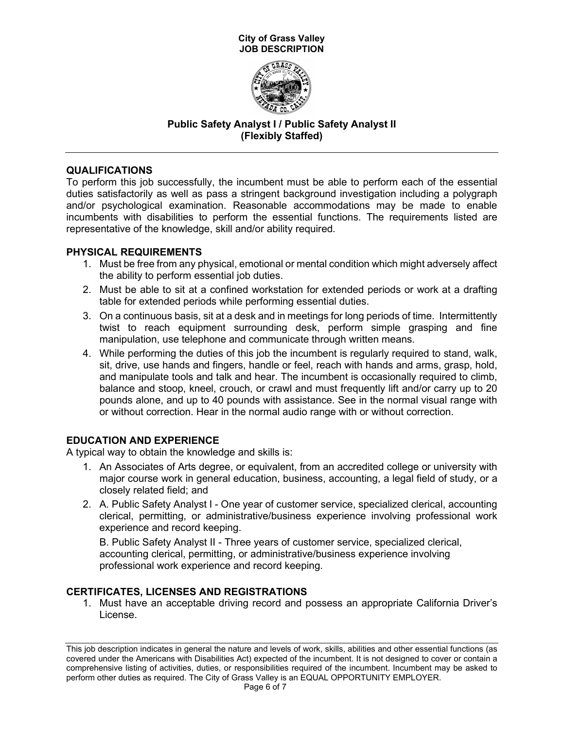## QUALIFICATIONS

To perform this job successfully, the incumbent must be able to perform each of the essential duties satisfactorily as well as pass a stringent background investigation including a polygraph and/or psychological examination. Reasonable accommodations may be made to enable incumbents with disabilities to perform the essential functions. The requirements listed are representative of the knowledge, skill and/or ability required.

## PHYSICAL REQUIREMENTS

1. Must be free from any physical, emotional or mental condition which might adversely affect the ability to perform essential job duties.
2. Must be able to sit at a confined workstation for extended periods or work at a drafting table for extended periods while performing essential duties.
3. On a continuous basis, sit at a desk and in meetings for long periods of time. Intermittently twist to reach equipment surrounding desk, perform simple grasping and fine manipulation, use telephone and communicate through written means.
4. While performing the duties of this job the incumbent is regularly required to stand, walk, sit, drive, use hands and fingers, handle or feel, reach with hands and arms, grasp, hold, and manipulate tools and talk and hear. The incumbent is occasionally required to climb, balance and stoop, kneel, crouch, or crawl and must frequently lift and/or carry up to 20 pounds alone, and up to 40 pounds with assistance. See in the normal visual range with or without correction. Hear in the normal audio range with or without correction.

## EDUCATION AND EXPERIENCE

A typical way to obtain the knowledge and skills is:

1. An Associates of Arts degree, or equivalent, from an accredited college or university with major course work in general education, business, accounting, a legal field of study, or a closely related field; and
2. A. Public Safety Analyst I - One year of customer service, specialized clerical, accounting clerical, permitting, or administrative/business experience involving professional work experience and record keeping.

   B. Public Safety Analyst II - Three years of customer service, specialized clerical, accounting clerical, permitting, or administrative/business experience involving professional work experience and record keeping.

## CERTIFICATES, LICENSES AND REGISTRATIONS

1. Must have an acceptable driving record and possess an appropriate California Driver's License.

This job description indicates in general the nature and levels of work, skills, abilities and other essential functions (as covered under the Americans with Disabilities Act) expected of the incumbent. It is not designed to cover or contain a comprehensive listing of activities, duties, or responsibilities required of the incumbent. Incumbent may be asked to perform other duties as required. The City of Grass Valley is an EQUAL OPPORTUNITY EMPLOYER.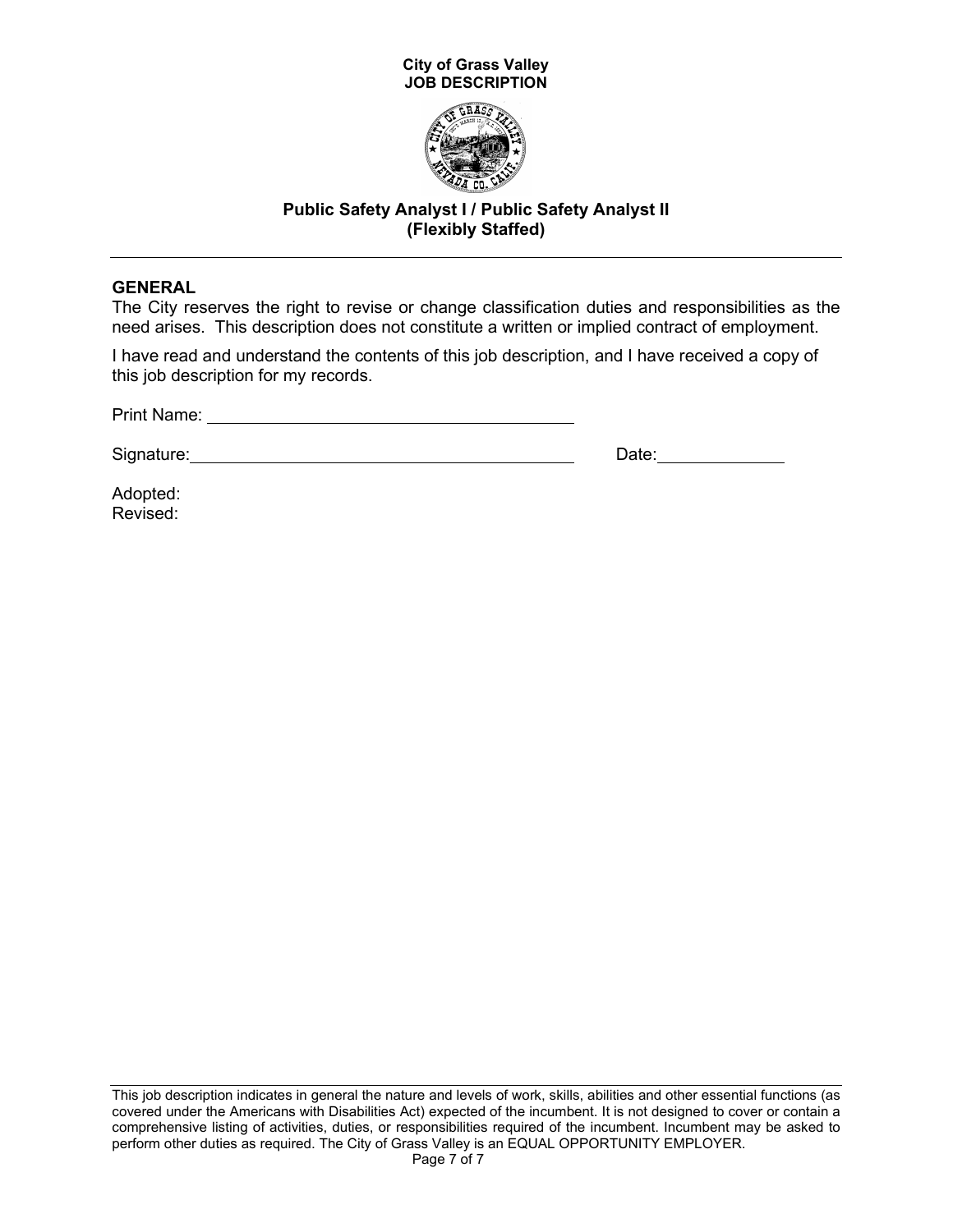**City of Grass Valley**
**JOB DESCRIPTION**

**Public Safety Analyst I / Public Safety Analyst II**
**(Flexibly Staffed)**

## GENERAL

The City reserves the right to revise or change classification duties and responsibilities as the need arises. This description does not constitute a written or implied contract of employment.

I have read and understand the contents of this job description, and I have received a copy of this job description for my records.

Print Name: ______________________________

Signature: ______________________________ Date: ____________

Adopted:
Revised:

This job description indicates in general the nature and levels of work, skills, abilities and other essential functions (as covered under the Americans with Disabilities Act) expected of the incumbent. It is not designed to cover or contain a comprehensive listing of activities, duties, or responsibilities required of the incumbent. Incumbent may be asked to perform other duties as required. The City of Grass Valley is an EQUAL OPPORTUNITY EMPLOYER.